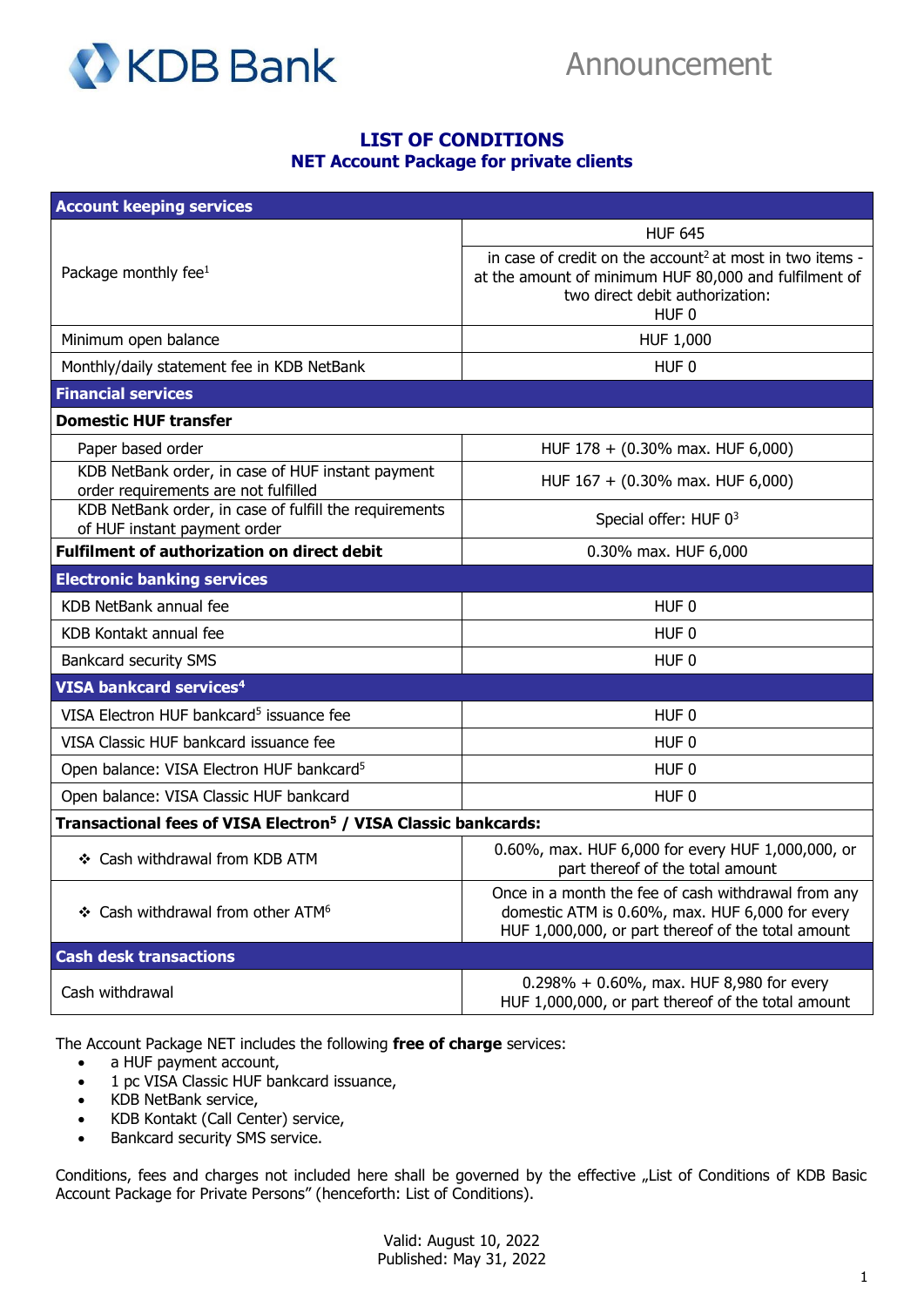KDB Bank

Announcement

# LIST OF CONDITIONS
## NET Account Package for private clients

| | |
|---|---|
| **Account keeping services** | |
| Package monthly fee[1] | HUF 645<br>in case of credit on the account[2] at most in two items - at the amount of minimum HUF 80,000 and fulfilment of two direct debit authorization:<br>HUF 0 |
| Minimum open balance | HUF 1,000 |
| Monthly/daily statement fee in KDB NetBank | HUF 0 |
| **Financial services** | |
| **Domestic HUF transfer** | |
| Paper based order | HUF 178 + (0.30% max. HUF 6,000) |
| KDB NetBank order, in case of HUF instant payment order requirements are not fulfilled | HUF 167 + (0.30% max. HUF 6,000) |
| KDB NetBank order, in case of fulfill the requirements of HUF instant payment order | Special offer: HUF 0[3] |
| **Fulfilment of authorization on direct debit** | 0.30% max. HUF 6,000 |
| **Electronic banking services** | |
| KDB NetBank annual fee | HUF 0 |
| KDB Kontakt annual fee | HUF 0 |
| Bankcard security SMS | HUF 0 |
| **VISA bankcard services[4]** | |
| VISA Electron HUF bankcard[5] issuance fee | HUF 0 |
| VISA Classic HUF bankcard issuance fee | HUF 0 |
| Open balance: VISA Electron HUF bankcard[5] | HUF 0 |
| Open balance: VISA Classic HUF bankcard | HUF 0 |
| **Transactional fees of VISA Electron[5] / VISA Classic bankcards:** | |
| ❖ Cash withdrawal from KDB ATM | 0.60%, max. HUF 6,000 for every HUF 1,000,000, or part thereof of the total amount |
| ❖ Cash withdrawal from other ATM[6] | Once in a month the fee of cash withdrawal from any domestic ATM is 0.60%, max. HUF 6,000 for every HUF 1,000,000, or part thereof of the total amount |
| **Cash desk transactions** | |
| Cash withdrawal | 0.298% + 0.60%, max. HUF 8,980 for every HUF 1,000,000, or part thereof of the total amount |

The Account Package NET includes the following **free of charge** services:

- a HUF payment account,
- 1 pc VISA Classic HUF bankcard issuance,
- KDB NetBank service,
- KDB Kontakt (Call Center) service,
- Bankcard security SMS service.

Conditions, fees and charges not included here shall be governed by the effective „List of Conditions of KDB Basic Account Package for Private Persons" (henceforth: List of Conditions).

Valid: August 10, 2022
Published: May 31, 2022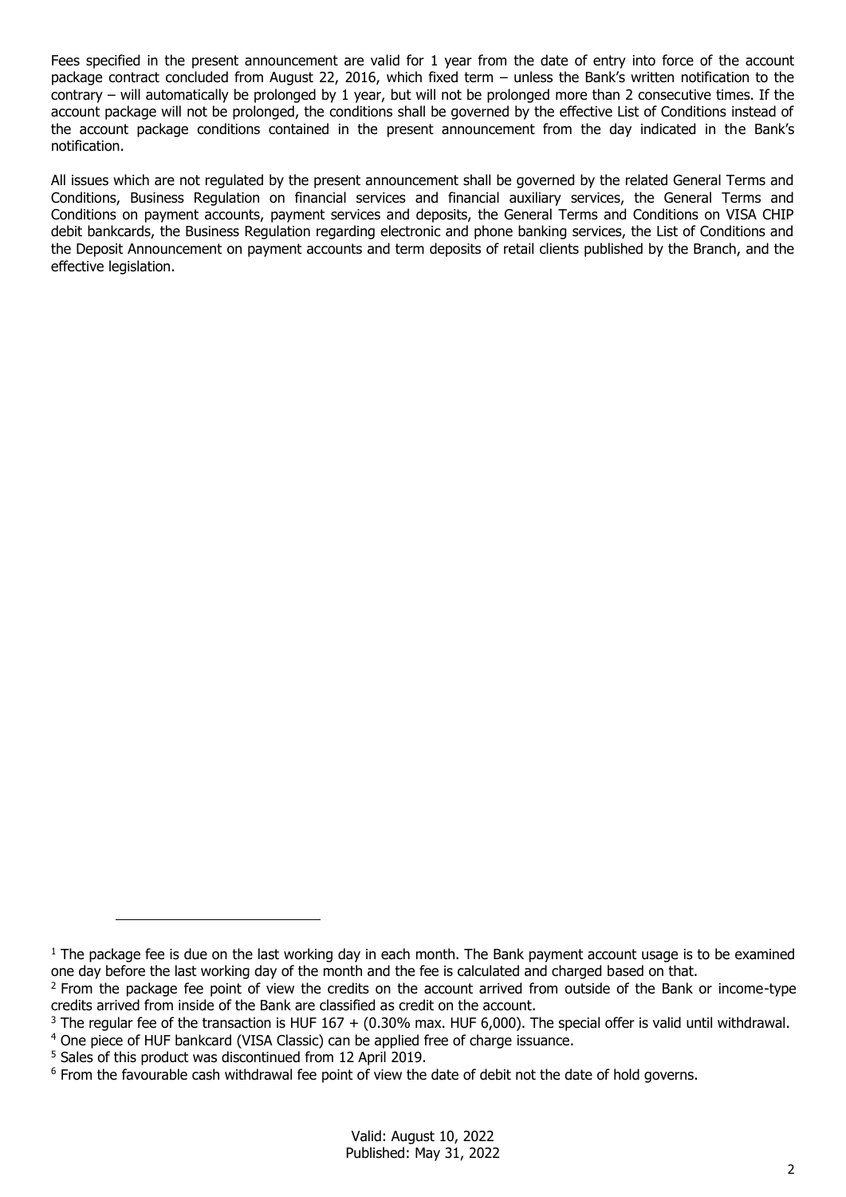Fees specified in the present announcement are valid for 1 year from the date of entry into force of the account package contract concluded from August 22, 2016, which fixed term – unless the Bank's written notification to the contrary – will automatically be prolonged by 1 year, but will not be prolonged more than 2 consecutive times. If the account package will not be prolonged, the conditions shall be governed by the effective List of Conditions instead of the account package conditions contained in the present announcement from the day indicated in the Bank's notification.

All issues which are not regulated by the present announcement shall be governed by the related General Terms and Conditions, Business Regulation on financial services and financial auxiliary services, the General Terms and Conditions on payment accounts, payment services and deposits, the General Terms and Conditions on VISA CHIP debit bankcards, the Business Regulation regarding electronic and phone banking services, the List of Conditions and the Deposit Announcement on payment accounts and term deposits of retail clients published by the Branch, and the effective legislation.

---

[1] The package fee is due on the last working day in each month. The Bank payment account usage is to be examined one day before the last working day of the month and the fee is calculated and charged based on that.

[2] From the package fee point of view the credits on the account arrived from outside of the Bank or income-type credits arrived from inside of the Bank are classified as credit on the account.

[3] The regular fee of the transaction is HUF 167 + (0.30% max. HUF 6,000). The special offer is valid until withdrawal.

[4] One piece of HUF bankcard (VISA Classic) can be applied free of charge issuance.

[5] Sales of this product was discontinued from 12 April 2019.

[6] From the favourable cash withdrawal fee point of view the date of debit not the date of hold governs.

Valid: August 10, 2022
Published: May 31, 2022